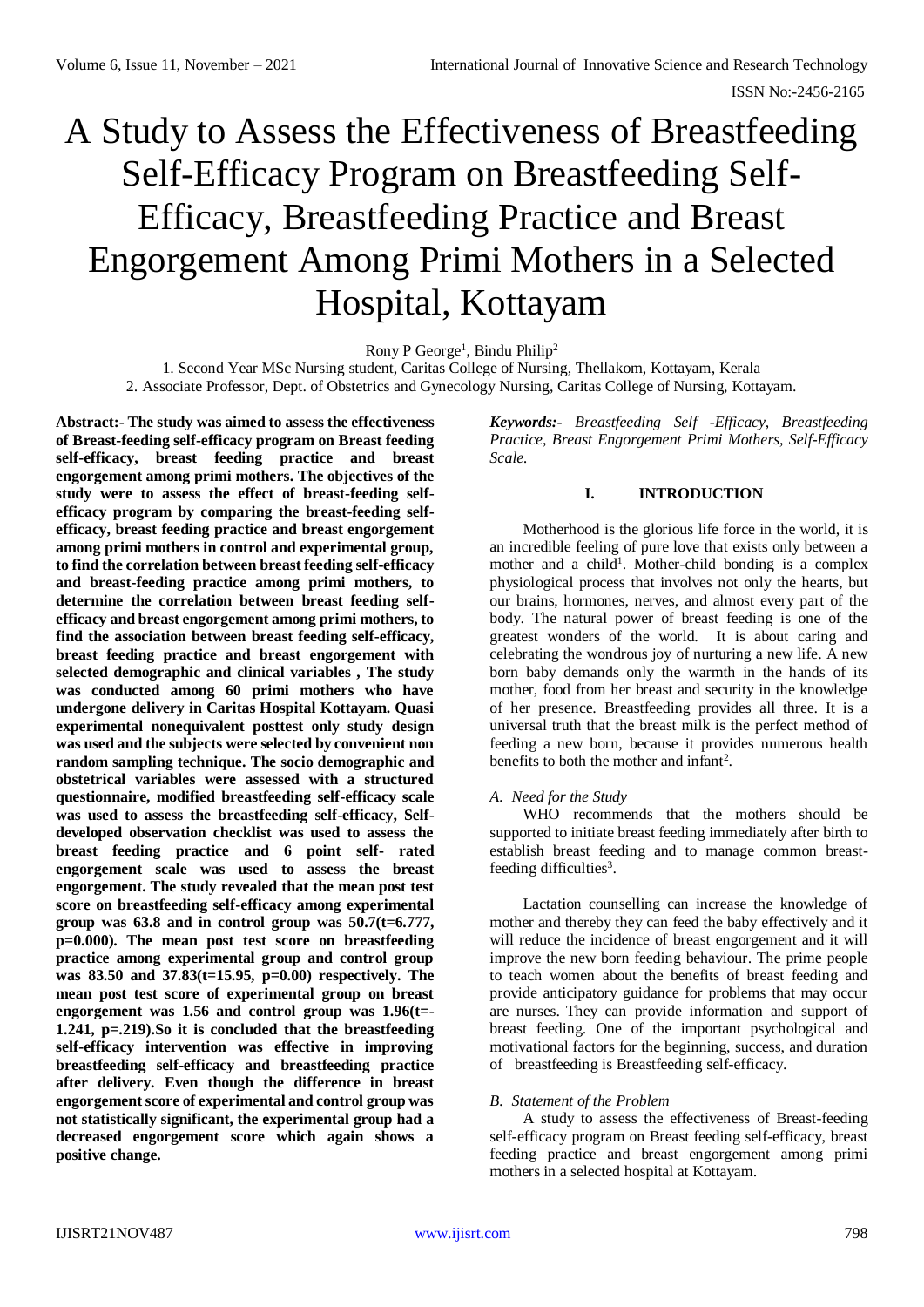# A Study to Assess the Effectiveness of Breastfeeding Self-Efficacy Program on Breastfeeding Self-Efficacy, Breastfeeding Practice and Breast Engorgement Among Primi Mothers in a Selected Hospital, Kottayam

Rony P George[1], Bindu Philip[2]

1. Second Year MSc Nursing student, Caritas College of Nursing, Thellakom, Kottayam, Kerala
2. Associate Professor, Dept. of Obstetrics and Gynecology Nursing, Caritas College of Nursing, Kottayam.

**Abstract:- The study was aimed to assess the effectiveness of Breast-feeding self-efficacy program on Breast feeding self-efficacy, breast feeding practice and breast engorgement among primi mothers. The objectives of the study were to assess the effect of breast-feeding self-efficacy program by comparing the breast-feeding self-efficacy, breast feeding practice and breast engorgement among primi mothers in control and experimental group, to find the correlation between breast feeding self-efficacy and breast-feeding practice among primi mothers, to determine the correlation between breast feeding self-efficacy and breast engorgement among primi mothers, to find the association between breast feeding self-efficacy, breast feeding practice and breast engorgement with selected demographic and clinical variables , The study was conducted among 60 primi mothers who have undergone delivery in Caritas Hospital Kottayam. Quasi experimental nonequivalent posttest only study design was used and the subjects were selected by convenient non random sampling technique. The socio demographic and obstetrical variables were assessed with a structured questionnaire, modified breastfeeding self-efficacy scale was used to assess the breastfeeding self-efficacy, Self-developed observation checklist was used to assess the breast feeding practice and 6 point self- rated engorgement scale was used to assess the breast engorgement. The study revealed that the mean post test score on breastfeeding self-efficacy among experimental group was 63.8 and in control group was 50.7(t=6.777, p=0.000). The mean post test score on breastfeeding practice among experimental group and control group was 83.50 and 37.83(t=15.95, p=0.00) respectively. The mean post test score of experimental group on breast engorgement was 1.56 and control group was 1.96(t=-1.241, p=.219).So it is concluded that the breastfeeding self-efficacy intervention was effective in improving breastfeeding self-efficacy and breastfeeding practice after delivery. Even though the difference in breast engorgement score of experimental and control group was not statistically significant, the experimental group had a decreased engorgement score which again shows a positive change.**

***Keywords:-** Breastfeeding Self -Efficacy, Breastfeeding Practice, Breast Engorgement Primi Mothers, Self-Efficacy Scale.*

## I. INTRODUCTION

Motherhood is the glorious life force in the world, it is an incredible feeling of pure love that exists only between a mother and a child[1]. Mother-child bonding is a complex physiological process that involves not only the hearts, but our brains, hormones, nerves, and almost every part of the body. The natural power of breast feeding is one of the greatest wonders of the world. It is about caring and celebrating the wondrous joy of nurturing a new life. A new born baby demands only the warmth in the hands of its mother, food from her breast and security in the knowledge of her presence. Breastfeeding provides all three. It is a universal truth that the breast milk is the perfect method of feeding a new born, because it provides numerous health benefits to both the mother and infant[2].

### *A. Need for the Study*

WHO recommends that the mothers should be supported to initiate breast feeding immediately after birth to establish breast feeding and to manage common breast-feeding difficulties[3].

Lactation counselling can increase the knowledge of mother and thereby they can feed the baby effectively and it will reduce the incidence of breast engorgement and it will improve the new born feeding behaviour. The prime people to teach women about the benefits of breast feeding and provide anticipatory guidance for problems that may occur are nurses. They can provide information and support of breast feeding. One of the important psychological and motivational factors for the beginning, success, and duration of breastfeeding is Breastfeeding self-efficacy.

### *B. Statement of the Problem*

A study to assess the effectiveness of Breast-feeding self-efficacy program on Breast feeding self-efficacy, breast feeding practice and breast engorgement among primi mothers in a selected hospital at Kottayam.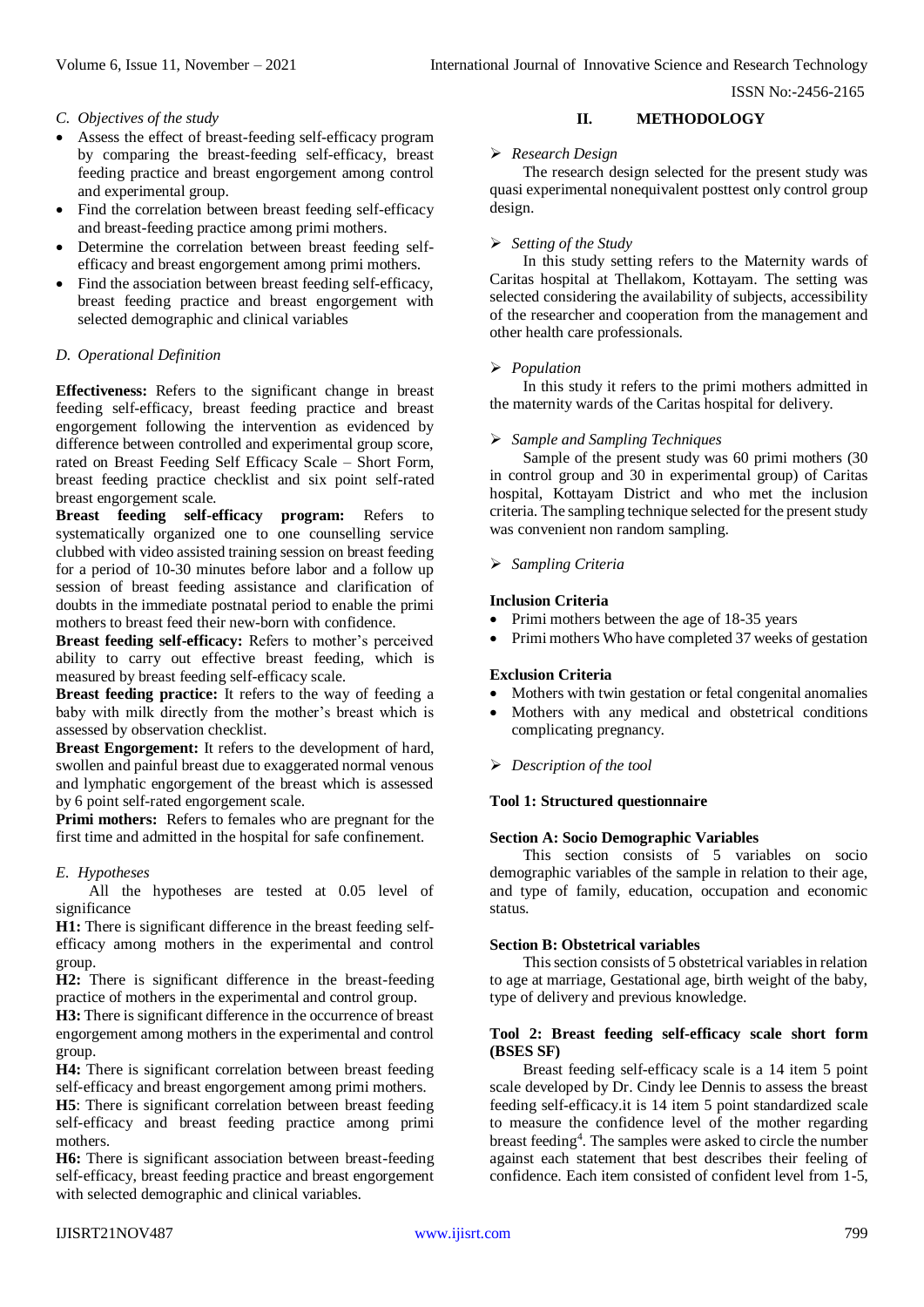### C. Objectives of the study

- Assess the effect of breast-feeding self-efficacy program by comparing the breast-feeding self-efficacy, breast feeding practice and breast engorgement among control and experimental group.
- Find the correlation between breast feeding self-efficacy and breast-feeding practice among primi mothers.
- Determine the correlation between breast feeding self-efficacy and breast engorgement among primi mothers.
- Find the association between breast feeding self-efficacy, breast feeding practice and breast engorgement with selected demographic and clinical variables

### D. Operational Definition

**Effectiveness:** Refers to the significant change in breast feeding self-efficacy, breast feeding practice and breast engorgement following the intervention as evidenced by difference between controlled and experimental group score, rated on Breast Feeding Self Efficacy Scale – Short Form, breast feeding practice checklist and six point self-rated breast engorgement scale.

**Breast feeding self-efficacy program:** Refers to systematically organized one to one counselling service clubbed with video assisted training session on breast feeding for a period of 10-30 minutes before labor and a follow up session of breast feeding assistance and clarification of doubts in the immediate postnatal period to enable the primi mothers to breast feed their new-born with confidence.

**Breast feeding self-efficacy:** Refers to mother's perceived ability to carry out effective breast feeding, which is measured by breast feeding self-efficacy scale.

**Breast feeding practice:** It refers to the way of feeding a baby with milk directly from the mother's breast which is assessed by observation checklist.

**Breast Engorgement:** It refers to the development of hard, swollen and painful breast due to exaggerated normal venous and lymphatic engorgement of the breast which is assessed by 6 point self-rated engorgement scale.

**Primi mothers:** Refers to females who are pregnant for the first time and admitted in the hospital for safe confinement.

### E. Hypotheses

All the hypotheses are tested at 0.05 level of significance

**H1:** There is significant difference in the breast feeding self-efficacy among mothers in the experimental and control group.

**H2:** There is significant difference in the breast-feeding practice of mothers in the experimental and control group.

**H3:** There is significant difference in the occurrence of breast engorgement among mothers in the experimental and control group.

**H4:** There is significant correlation between breast feeding self-efficacy and breast engorgement among primi mothers.

**H5**: There is significant correlation between breast feeding self-efficacy and breast feeding practice among primi mothers.

**H6:** There is significant association between breast-feeding self-efficacy, breast feeding practice and breast engorgement with selected demographic and clinical variables.

## II. METHODOLOGY

➢ *Research Design*

The research design selected for the present study was quasi experimental nonequivalent posttest only control group design.

➢ *Setting of the Study*

In this study setting refers to the Maternity wards of Caritas hospital at Thellakom, Kottayam. The setting was selected considering the availability of subjects, accessibility of the researcher and cooperation from the management and other health care professionals.

➢ *Population*

In this study it refers to the primi mothers admitted in the maternity wards of the Caritas hospital for delivery.

➢ *Sample and Sampling Techniques*

Sample of the present study was 60 primi mothers (30 in control group and 30 in experimental group) of Caritas hospital, Kottayam District and who met the inclusion criteria. The sampling technique selected for the present study was convenient non random sampling.

➢ *Sampling Criteria*

**Inclusion Criteria**

- Primi mothers between the age of 18-35 years
- Primi mothers Who have completed 37 weeks of gestation

**Exclusion Criteria**

- Mothers with twin gestation or fetal congenital anomalies
- Mothers with any medical and obstetrical conditions complicating pregnancy.

➢ *Description of the tool*

**Tool 1: Structured questionnaire**

**Section A: Socio Demographic Variables**

This section consists of 5 variables on socio demographic variables of the sample in relation to their age, and type of family, education, occupation and economic status.

**Section B: Obstetrical variables**

This section consists of 5 obstetrical variables in relation to age at marriage, Gestational age, birth weight of the baby, type of delivery and previous knowledge.

**Tool 2: Breast feeding self-efficacy scale short form (BSES SF)**

Breast feeding self-efficacy scale is a 14 item 5 point scale developed by Dr. Cindy lee Dennis to assess the breast feeding self-efficacy.it is 14 item 5 point standardized scale to measure the confidence level of the mother regarding breast feeding[4]. The samples were asked to circle the number against each statement that best describes their feeling of confidence. Each item consisted of confident level from 1-5,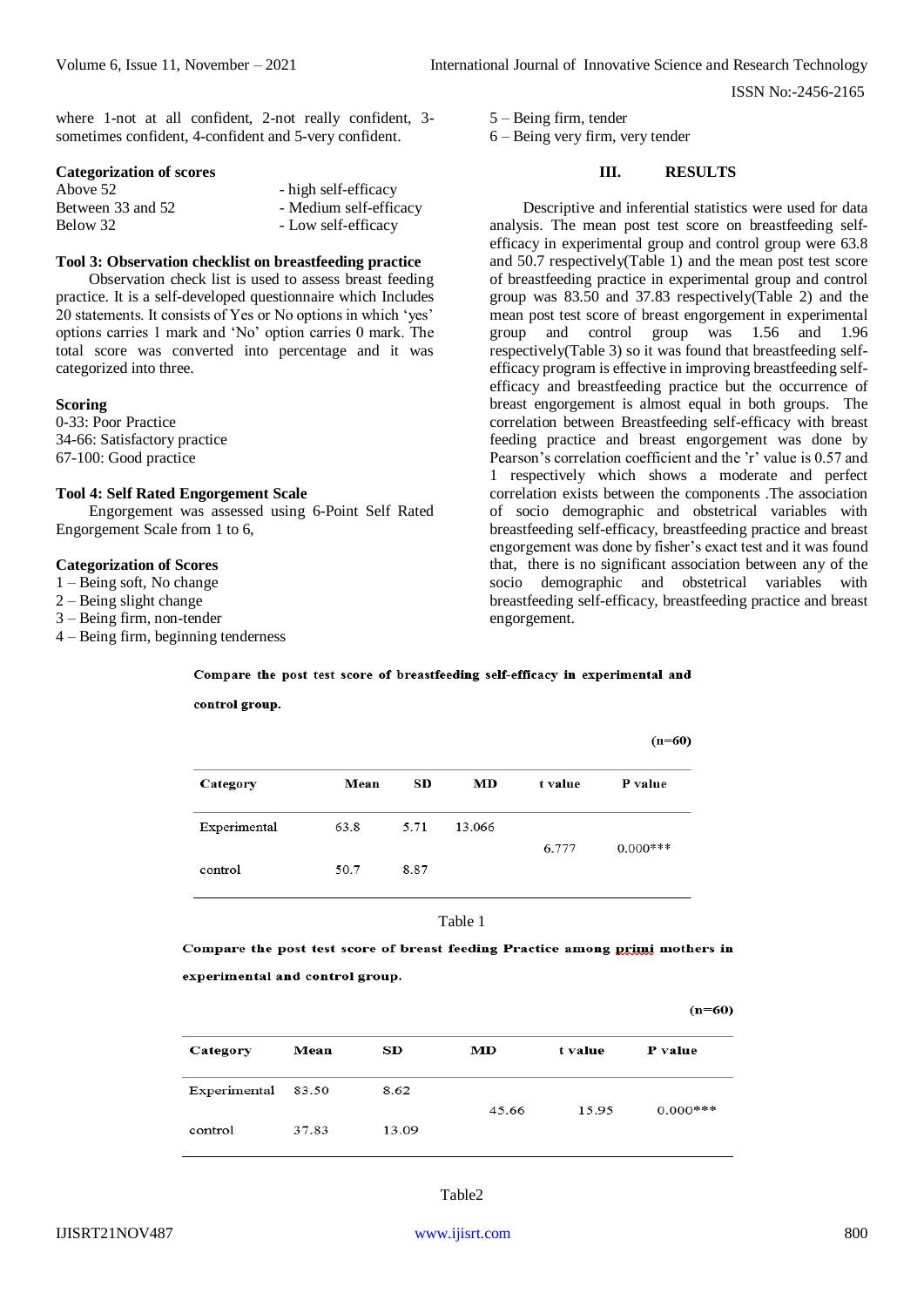where 1-not at all confident, 2-not really confident, 3-sometimes confident, 4-confident and 5-very confident.

**Categorization of scores**

| | |
|---|---|
| Above 52 | - high self-efficacy |
| Between 33 and 52 | - Medium self-efficacy |
| Below 32 | - Low self-efficacy |

**Tool 3: Observation checklist on breastfeeding practice**

Observation check list is used to assess breast feeding practice. It is a self-developed questionnaire which Includes 20 statements. It consists of Yes or No options in which 'yes' options carries 1 mark and 'No' option carries 0 mark. The total score was converted into percentage and it was categorized into three.

**Scoring**

0-33: Poor Practice
34-66: Satisfactory practice
67-100: Good practice

**Tool 4: Self Rated Engorgement Scale**

Engorgement was assessed using 6-Point Self Rated Engorgement Scale from 1 to 6,

**Categorization of Scores**

1 – Being soft, No change
2 – Being slight change
3 – Being firm, non-tender
4 – Being firm, beginning tenderness
5 – Being firm, tender
6 – Being very firm, very tender

## III. RESULTS

Descriptive and inferential statistics were used for data analysis. The mean post test score on breastfeeding self-efficacy in experimental group and control group were 63.8 and 50.7 respectively(Table 1) and the mean post test score of breastfeeding practice in experimental group and control group was 83.50 and 37.83 respectively(Table 2) and the mean post test score of breast engorgement in experimental group and control group was 1.56 and 1.96 respectively(Table 3) so it was found that breastfeeding self-efficacy program is effective in improving breastfeeding self-efficacy and breastfeeding practice but the occurrence of breast engorgement is almost equal in both groups. The correlation between Breastfeeding self-efficacy with breast feeding practice and breast engorgement was done by Pearson's correlation coefficient and the 'r' value is 0.57 and 1 respectively which shows a moderate and perfect correlation exists between the components .The association of socio demographic and obstetrical variables with breastfeeding self-efficacy, breastfeeding practice and breast engorgement was done by fisher's exact test and it was found that, there is no significant association between any of the socio demographic and obstetrical variables with breastfeeding self-efficacy, breastfeeding practice and breast engorgement.

**Compare the post test score of breastfeeding self-efficacy in experimental and control group.**

**(n=60)**

| Category | Mean | SD | MD | t value | P value |
|---|---|---|---|---|---|
| Experimental | 63.8 | 5.71 | 13.066 | 6.777 | 0.000*** |
| control | 50.7 | 8.87 | | | |

Table 1

**Compare the post test score of breast feeding Practice among primi mothers in experimental and control group.**

**(n=60)**

| Category | Mean | SD | MD | t value | P value |
|---|---|---|---|---|---|
| Experimental | 83.50 | 8.62 | 45.66 | 15.95 | 0.000*** |
| control | 37.83 | 13.09 | | | |

Table2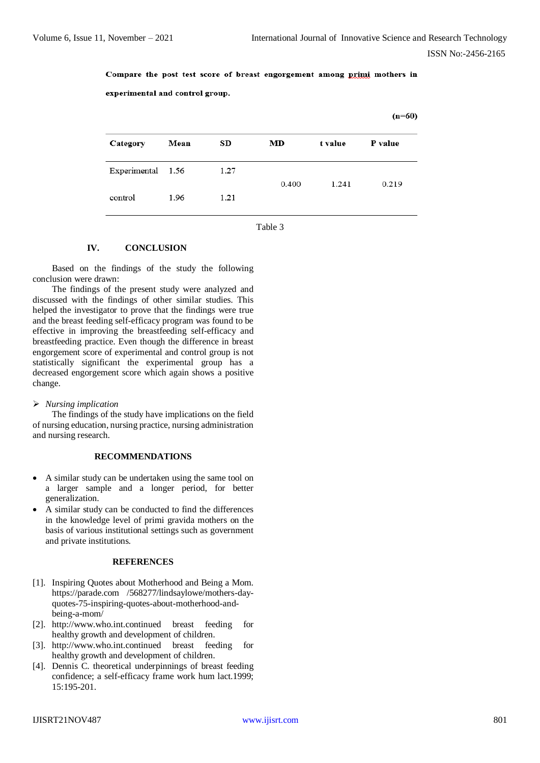**Compare the post test score of breast engorgement among primi mothers in experimental and control group.**

**(n=60)**

| Category | Mean | SD | MD | t value | P value |
|---|---|---|---|---|---|
| Experimental | 1.56 | 1.27 | 0.400 | 1.241 | 0.219 |
| control | 1.96 | 1.21 | | | |

Table 3

## IV. CONCLUSION

Based on the findings of the study the following conclusion were drawn:

The findings of the present study were analyzed and discussed with the findings of other similar studies. This helped the investigator to prove that the findings were true and the breast feeding self-efficacy program was found to be effective in improving the breastfeeding self-efficacy and breastfeeding practice. Even though the difference in breast engorgement score of experimental and control group is not statistically significant the experimental group has a decreased engorgement score which again shows a positive change.

➢ *Nursing implication*

The findings of the study have implications on the field of nursing education, nursing practice, nursing administration and nursing research.

## RECOMMENDATIONS

- A similar study can be undertaken using the same tool on a larger sample and a longer period, for better generalization.
- A similar study can be conducted to find the differences in the knowledge level of primi gravida mothers on the basis of various institutional settings such as government and private institutions.

## REFERENCES

[1]. Inspiring Quotes about Motherhood and Being a Mom. https://parade.com /568277/lindsaylowe/mothers-day-quotes-75-inspiring-quotes-about-motherhood-and-being-a-mom/

[2]. http://www.who.int.continued breast feeding for healthy growth and development of children.

[3]. http://www.who.int.continued breast feeding for healthy growth and development of children.

[4]. Dennis C. theoretical underpinnings of breast feeding confidence; a self-efficacy frame work hum lact.1999; 15:195-201.